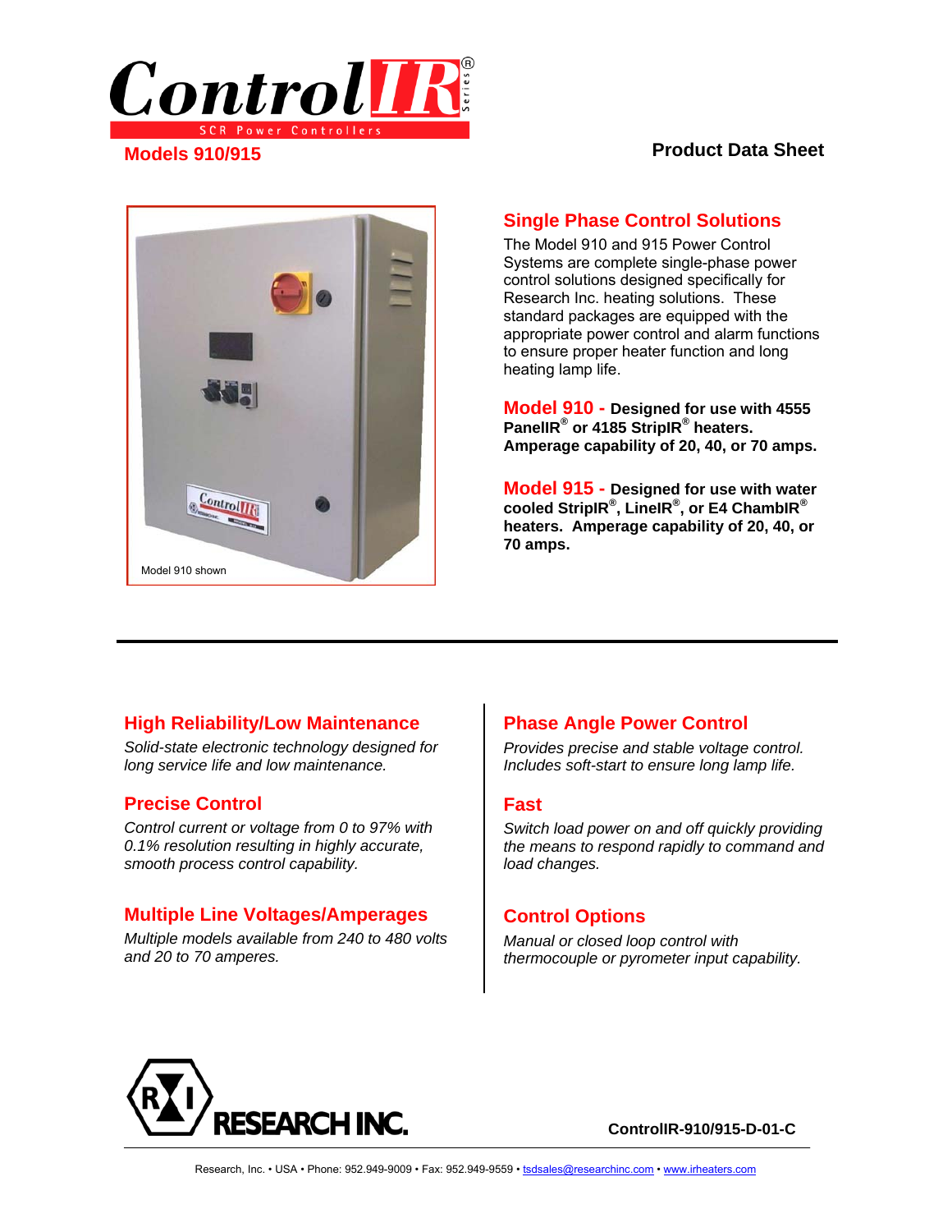# ControlIR Series

SCR Power Controllers

## Models 910/915

**Product Data Sheet**

Model 910 shown

## Single Phase Control Solutions

The Model 910 and 915 Power Control Systems are complete single-phase power control solutions designed specifically for Research Inc. heating solutions. These standard packages are equipped with the appropriate power control and alarm functions to ensure proper heater function and long heating lamp life.

**Model 910 - Designed for use with 4555 PanelIR® or 4185 StripIR® heaters. Amperage capability of 20, 40, or 70 amps.**

**Model 915 - Designed for use with water cooled StripIR®, LineIR®, or E4 ChambIR® heaters. Amperage capability of 20, 40, or 70 amps.**

---

### High Reliability/Low Maintenance

*Solid-state electronic technology designed for long service life and low maintenance.*

### Precise Control

*Control current or voltage from 0 to 97% with 0.1% resolution resulting in highly accurate, smooth process control capability.*

### Multiple Line Voltages/Amperages

*Multiple models available from 240 to 480 volts and 20 to 70 amperes.*

### Phase Angle Power Control

*Provides precise and stable voltage control. Includes soft-start to ensure long lamp life.*

### Fast

*Switch load power on and off quickly providing the means to respond rapidly to command and load changes.*

### Control Options

*Manual or closed loop control with thermocouple or pyrometer input capability.*

RESEARCH INC.

**ControlIR-910/915-D-01-C**

Research, Inc. • USA • Phone: 952.949-9009 • Fax: 952.949-9559 • tsdsales@researchinc.com • www.irheaters.com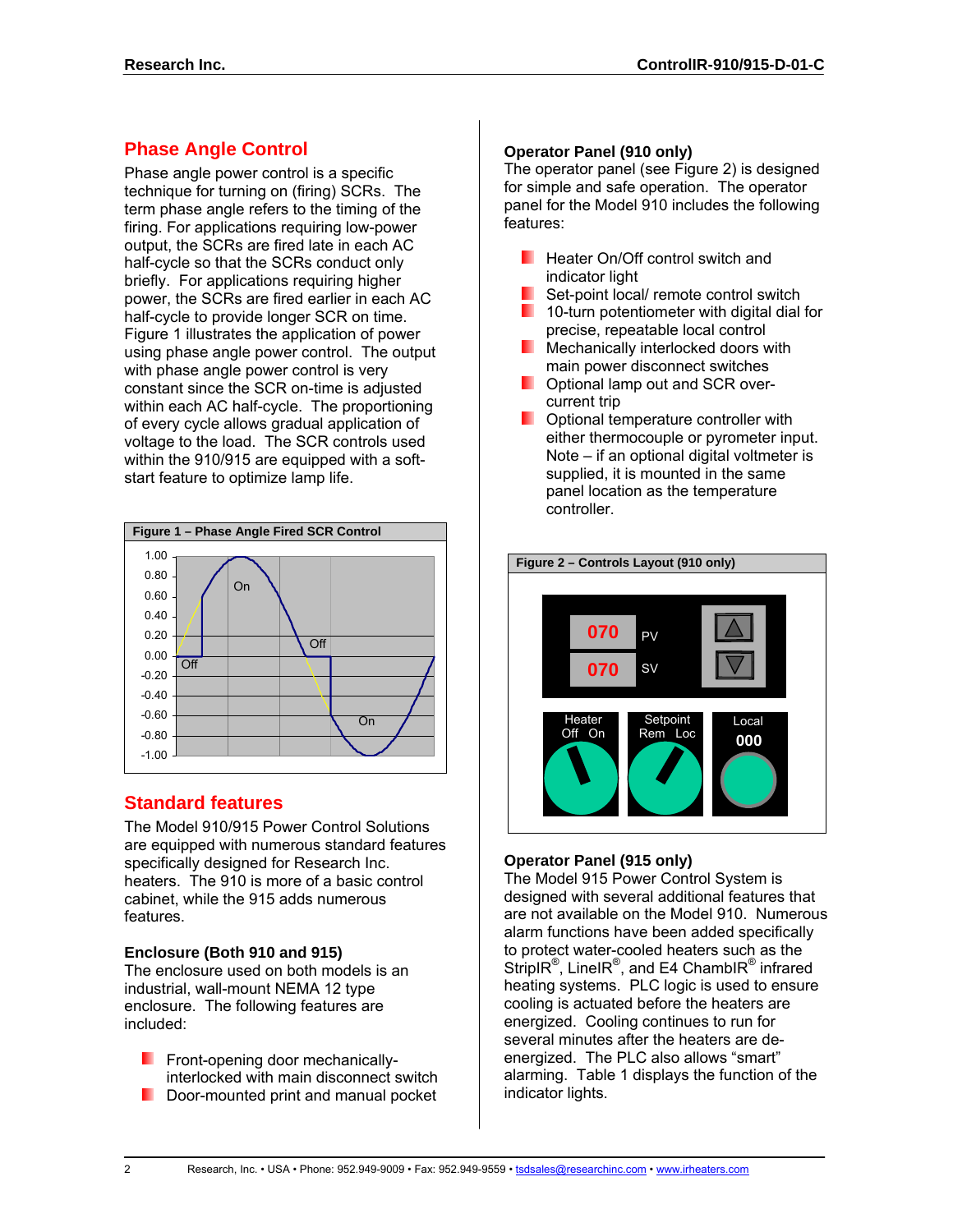## Phase Angle Control

Phase angle power control is a specific technique for turning on (firing) SCRs. The term phase angle refers to the timing of the firing. For applications requiring low-power output, the SCRs are fired late in each AC half-cycle so that the SCRs conduct only briefly. For applications requiring higher power, the SCRs are fired earlier in each AC half-cycle to provide longer SCR on time. Figure 1 illustrates the application of power using phase angle power control. The output with phase angle power control is very constant since the SCR on-time is adjusted within each AC half-cycle. The proportioning of every cycle allows gradual application of voltage to the load. The SCR controls used within the 910/915 are equipped with a soft-start feature to optimize lamp life.

**Figure 1 – Phase Angle Fired SCR Control**

## Standard features

The Model 910/915 Power Control Solutions are equipped with numerous standard features specifically designed for Research Inc. heaters. The 910 is more of a basic control cabinet, while the 915 adds numerous features.

### Enclosure (Both 910 and 915)

The enclosure used on both models is an industrial, wall-mount NEMA 12 type enclosure. The following features are included:

- Front-opening door mechanically-interlocked with main disconnect switch
- Door-mounted print and manual pocket

### Operator Panel (910 only)

The operator panel (see Figure 2) is designed for simple and safe operation. The operator panel for the Model 910 includes the following features:

- Heater On/Off control switch and indicator light
- Set-point local/ remote control switch
- 10-turn potentiometer with digital dial for precise, repeatable local control
- Mechanically interlocked doors with main power disconnect switches
- Optional lamp out and SCR over-current trip
- Optional temperature controller with either thermocouple or pyrometer input. Note – if an optional digital voltmeter is supplied, it is mounted in the same panel location as the temperature controller.

**Figure 2 – Controls Layout (910 only)**

### Operator Panel (915 only)

The Model 915 Power Control System is designed with several additional features that are not available on the Model 910. Numerous alarm functions have been added specifically to protect water-cooled heaters such as the StripIR®, LineIR®, and E4 ChambIR® infrared heating systems. PLC logic is used to ensure cooling is actuated before the heaters are energized. Cooling continues to run for several minutes after the heaters are de-energized. The PLC also allows "smart" alarming. Table 1 displays the function of the indicator lights.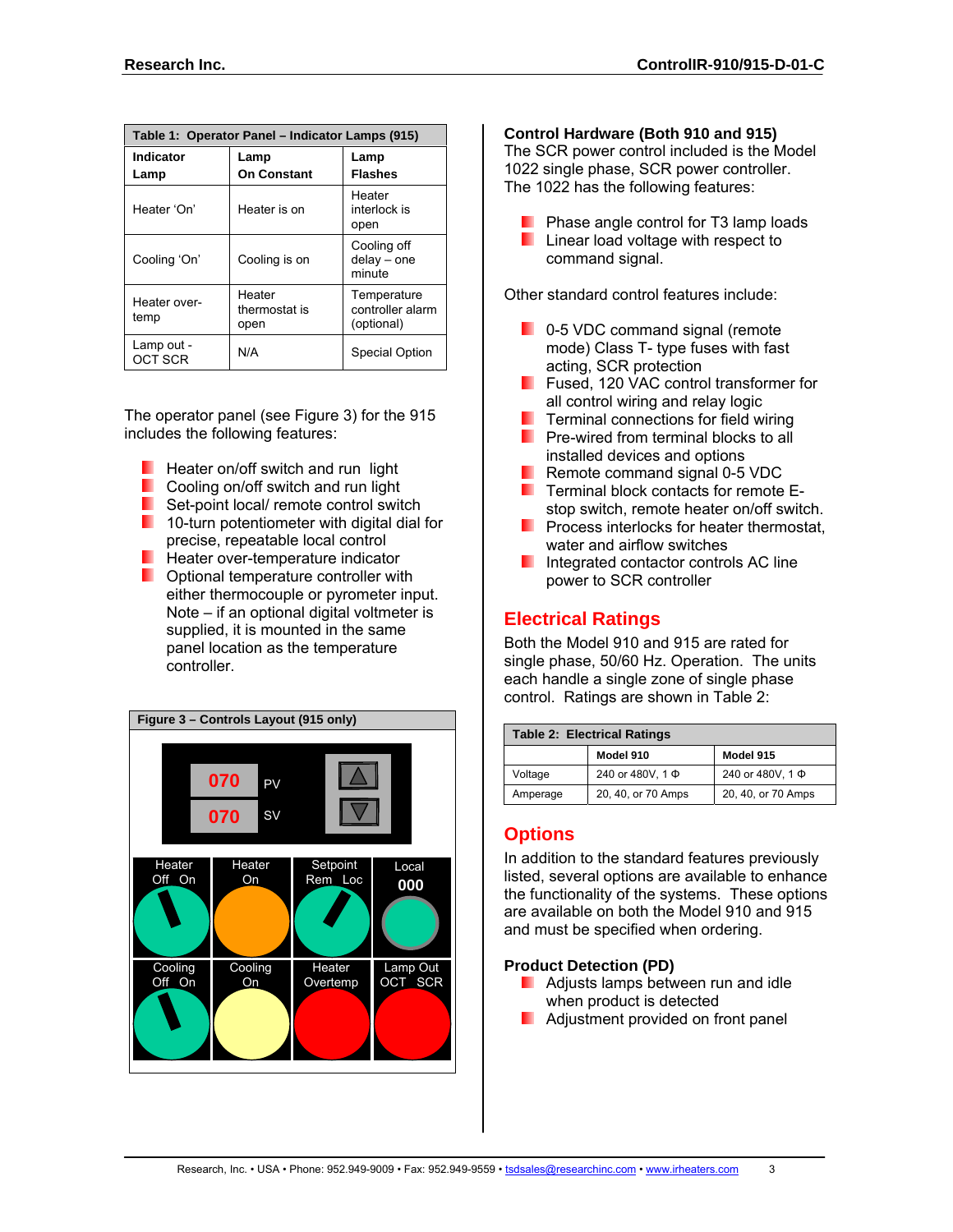**Table 1: Operator Panel – Indicator Lamps (915)**

| Indicator Lamp | Lamp On Constant | Lamp Flashes |
|---|---|---|
| Heater 'On' | Heater is on | Heater interlock is open |
| Cooling 'On' | Cooling is on | Cooling off delay – one minute |
| Heater over-temp | Heater thermostat is open | Temperature controller alarm (optional) |
| Lamp out - OCT SCR | N/A | Special Option |

The operator panel (see Figure 3) for the 915 includes the following features:

- Heater on/off switch and run light
- Cooling on/off switch and run light
- Set-point local/ remote control switch
- 10-turn potentiometer with digital dial for precise, repeatable local control
- Heater over-temperature indicator
- Optional temperature controller with either thermocouple or pyrometer input. Note – if an optional digital voltmeter is supplied, it is mounted in the same panel location as the temperature controller.

**Figure 3 – Controls Layout (915 only)**

070 PV
070 SV

Heater Off On | Heater On | Setpoint Rem Loc | Local 000
Cooling Off On | Cooling On | Heater Overtemp | Lamp Out OCT SCR

### Control Hardware (Both 910 and 915)

The SCR power control included is the Model 1022 single phase, SCR power controller. The 1022 has the following features:

- Phase angle control for T3 lamp loads
- Linear load voltage with respect to command signal.

Other standard control features include:

- 0-5 VDC command signal (remote mode) Class T- type fuses with fast acting, SCR protection
- Fused, 120 VAC control transformer for all control wiring and relay logic
- Terminal connections for field wiring
- Pre-wired from terminal blocks to all installed devices and options
- Remote command signal 0-5 VDC
- Terminal block contacts for remote E-stop switch, remote heater on/off switch.
- Process interlocks for heater thermostat, water and airflow switches
- Integrated contactor controls AC line power to SCR controller

## Electrical Ratings

Both the Model 910 and 915 are rated for single phase, 50/60 Hz. Operation. The units each handle a single zone of single phase control. Ratings are shown in Table 2:

**Table 2: Electrical Ratings**

| | Model 910 | Model 915 |
|---|---|---|
| Voltage | 240 or 480V, 1 Φ | 240 or 480V, 1 Φ |
| Amperage | 20, 40, or 70 Amps | 20, 40, or 70 Amps |

## Options

In addition to the standard features previously listed, several options are available to enhance the functionality of the systems. These options are available on both the Model 910 and 915 and must be specified when ordering.

### Product Detection (PD)

- Adjusts lamps between run and idle when product is detected
- Adjustment provided on front panel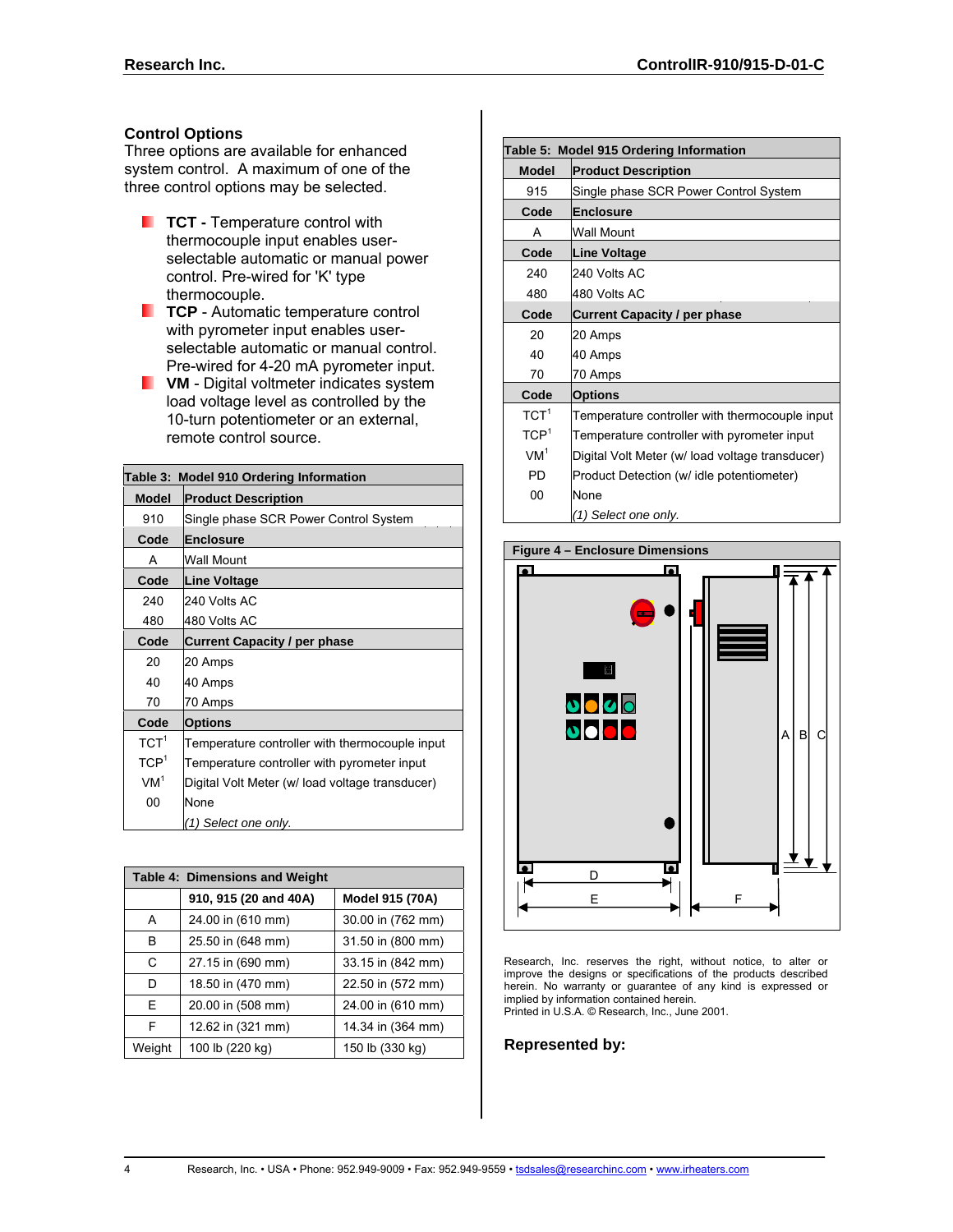## Control Options

Three options are available for enhanced system control. A maximum of one of the three control options may be selected.

- **TCT -** Temperature control with thermocouple input enables user-selectable automatic or manual power control. Pre-wired for 'K' type thermocouple.
- **TCP** - Automatic temperature control with pyrometer input enables user-selectable automatic or manual control. Pre-wired for 4-20 mA pyrometer input.
- **VM** - Digital voltmeter indicates system load voltage level as controlled by the 10-turn potentiometer or an external, remote control source.

**Table 3: Model 910 Ordering Information**

| Model | Product Description |
|---|---|
| 910 | Single phase SCR Power Control System |
| **Code** | **Enclosure** |
| A | Wall Mount |
| **Code** | **Line Voltage** |
| 240 | 240 Volts AC |
| 480 | 480 Volts AC |
| **Code** | **Current Capacity / per phase** |
| 20 | 20 Amps |
| 40 | 40 Amps |
| 70 | 70 Amps |
| **Code** | **Options** |
| TCT[1] | Temperature controller with thermocouple input |
| TCP[1] | Temperature controller with pyrometer input |
| VM[1] | Digital Volt Meter (w/ load voltage transducer) |
| 00 | None |
| | *(1) Select one only.* |

**Table 4: Dimensions and Weight**

| | 910, 915 (20 and 40A) | Model 915 (70A) |
|---|---|---|
| A | 24.00 in (610 mm) | 30.00 in (762 mm) |
| B | 25.50 in (648 mm) | 31.50 in (800 mm) |
| C | 27.15 in (690 mm) | 33.15 in (842 mm) |
| D | 18.50 in (470 mm) | 22.50 in (572 mm) |
| E | 20.00 in (508 mm) | 24.00 in (610 mm) |
| F | 12.62 in (321 mm) | 14.34 in (364 mm) |
| Weight | 100 lb (220 kg) | 150 lb (330 kg) |

**Table 5: Model 915 Ordering Information**

| Model | Product Description |
|---|---|
| 915 | Single phase SCR Power Control System |
| **Code** | **Enclosure** |
| A | Wall Mount |
| **Code** | **Line Voltage** |
| 240 | 240 Volts AC |
| 480 | 480 Volts AC |
| **Code** | **Current Capacity / per phase** |
| 20 | 20 Amps |
| 40 | 40 Amps |
| 70 | 70 Amps |
| **Code** | **Options** |
| TCT[1] | Temperature controller with thermocouple input |
| TCP[1] | Temperature controller with pyrometer input |
| VM[1] | Digital Volt Meter (w/ load voltage transducer) |
| PD | Product Detection (w/ idle potentiometer) |
| 00 | None |
| | *(1) Select one only.* |

**Figure 4 – Enclosure Dimensions**

A B C

D

E F

Research, Inc. reserves the right, without notice, to alter or improve the designs or specifications of the products described herein. No warranty or guarantee of any kind is expressed or implied by information contained herein.
Printed in U.S.A. © Research, Inc., June 2001.

**Represented by:**

Research, Inc. • USA • Phone: 952.949-9009 • Fax: 952.949-9559 • tsdsales@researchinc.com • www.irheaters.com